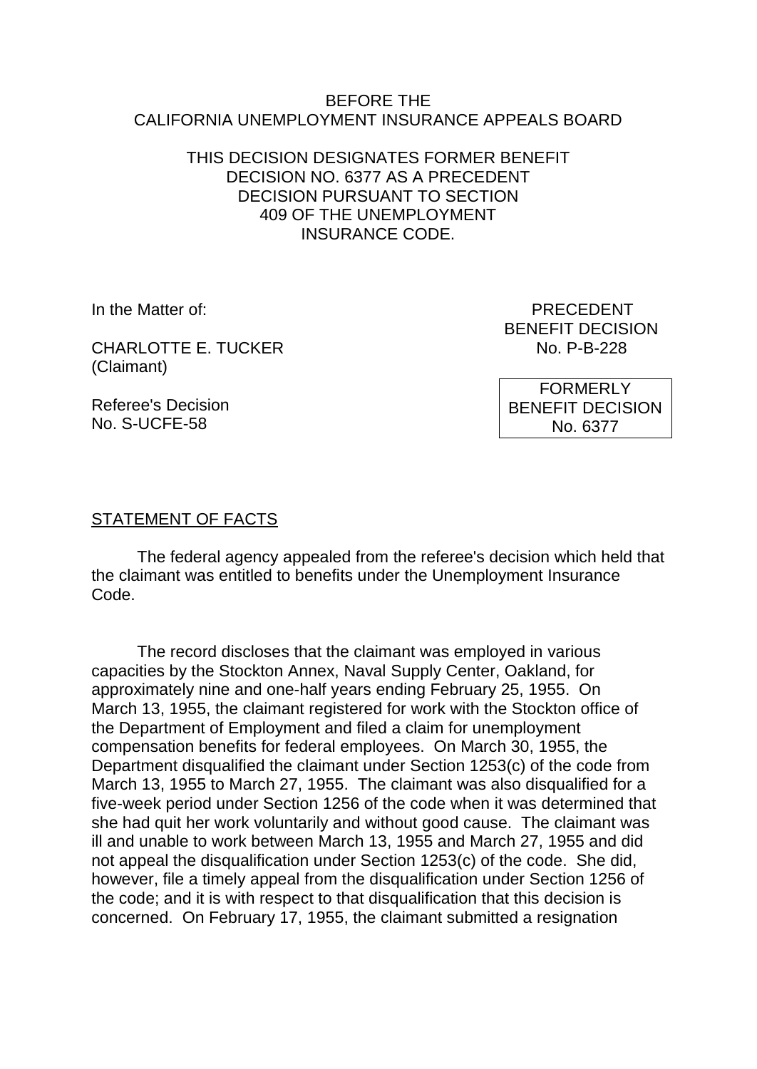BEFORE THE
CALIFORNIA UNEMPLOYMENT INSURANCE APPEALS BOARD

THIS DECISION DESIGNATES FORMER BENEFIT DECISION NO. 6377 AS A PRECEDENT DECISION PURSUANT TO SECTION 409 OF THE UNEMPLOYMENT INSURANCE CODE.

In the Matter of:

CHARLOTTE E. TUCKER
(Claimant)

Referee's Decision
No. S-UCFE-58

PRECEDENT
BENEFIT DECISION
No. P-B-228

FORMERLY
BENEFIT DECISION
No. 6377

## STATEMENT OF FACTS

The federal agency appealed from the referee's decision which held that the claimant was entitled to benefits under the Unemployment Insurance Code.

The record discloses that the claimant was employed in various capacities by the Stockton Annex, Naval Supply Center, Oakland, for approximately nine and one-half years ending February 25, 1955. On March 13, 1955, the claimant registered for work with the Stockton office of the Department of Employment and filed a claim for unemployment compensation benefits for federal employees. On March 30, 1955, the Department disqualified the claimant under Section 1253(c) of the code from March 13, 1955 to March 27, 1955. The claimant was also disqualified for a five-week period under Section 1256 of the code when it was determined that she had quit her work voluntarily and without good cause. The claimant was ill and unable to work between March 13, 1955 and March 27, 1955 and did not appeal the disqualification under Section 1253(c) of the code. She did, however, file a timely appeal from the disqualification under Section 1256 of the code; and it is with respect to that disqualification that this decision is concerned. On February 17, 1955, the claimant submitted a resignation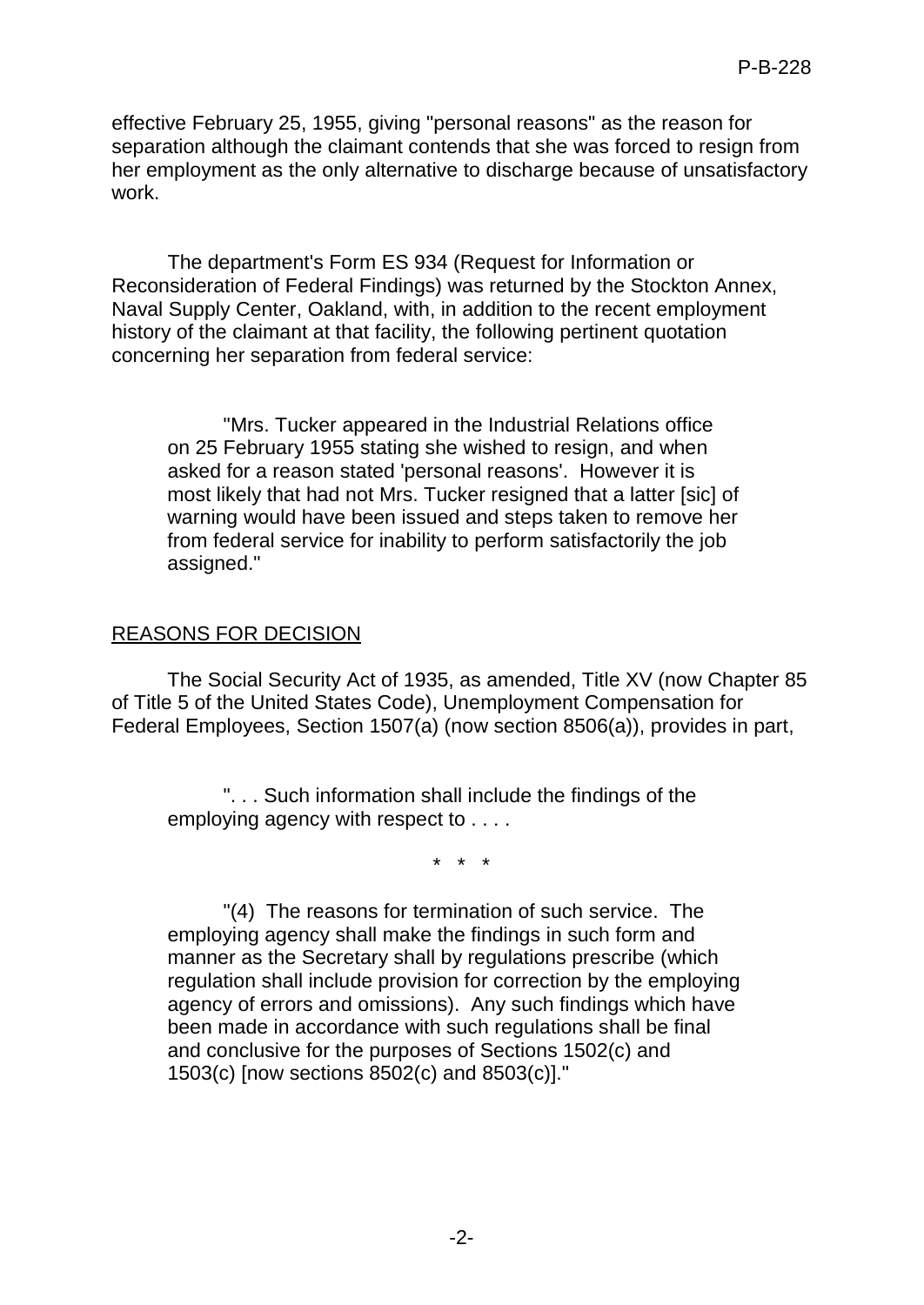effective February 25, 1955, giving "personal reasons" as the reason for separation although the claimant contends that she was forced to resign from her employment as the only alternative to discharge because of unsatisfactory work.

The department's Form ES 934 (Request for Information or Reconsideration of Federal Findings) was returned by the Stockton Annex, Naval Supply Center, Oakland, with, in addition to the recent employment history of the claimant at that facility, the following pertinent quotation concerning her separation from federal service:

> "Mrs. Tucker appeared in the Industrial Relations office on 25 February 1955 stating she wished to resign, and when asked for a reason stated 'personal reasons'. However it is most likely that had not Mrs. Tucker resigned that a latter [sic] of warning would have been issued and steps taken to remove her from federal service for inability to perform satisfactorily the job assigned."

## REASONS FOR DECISION

The Social Security Act of 1935, as amended, Title XV (now Chapter 85 of Title 5 of the United States Code), Unemployment Compensation for Federal Employees, Section 1507(a) (now section 8506(a)), provides in part,

> ". . . Such information shall include the findings of the employing agency with respect to . . . .
>
> \* \* \*
>
> "(4) The reasons for termination of such service. The employing agency shall make the findings in such form and manner as the Secretary shall by regulations prescribe (which regulation shall include provision for correction by the employing agency of errors and omissions). Any such findings which have been made in accordance with such regulations shall be final and conclusive for the purposes of Sections 1502(c) and 1503(c) [now sections 8502(c) and 8503(c)]."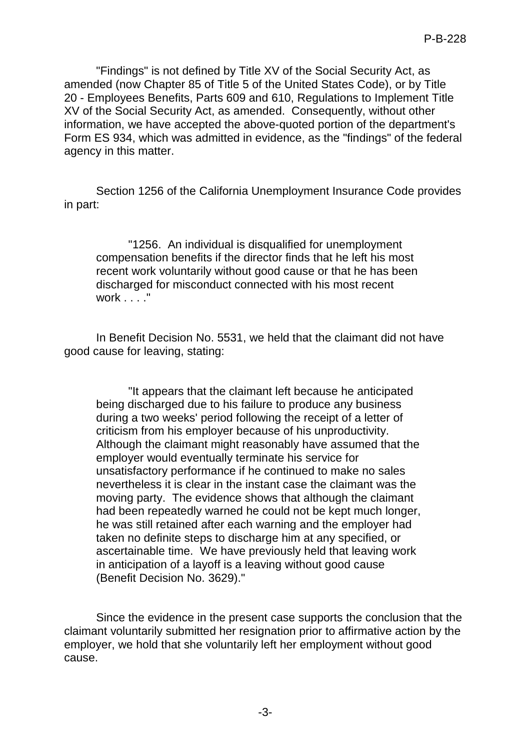"Findings" is not defined by Title XV of the Social Security Act, as amended (now Chapter 85 of Title 5 of the United States Code), or by Title 20 - Employees Benefits, Parts 609 and 610, Regulations to Implement Title XV of the Social Security Act, as amended. Consequently, without other information, we have accepted the above-quoted portion of the department's Form ES 934, which was admitted in evidence, as the "findings" of the federal agency in this matter.

Section 1256 of the California Unemployment Insurance Code provides in part:

> "1256. An individual is disqualified for unemployment compensation benefits if the director finds that he left his most recent work voluntarily without good cause or that he has been discharged for misconduct connected with his most recent work . . . ."

In Benefit Decision No. 5531, we held that the claimant did not have good cause for leaving, stating:

> "It appears that the claimant left because he anticipated being discharged due to his failure to produce any business during a two weeks' period following the receipt of a letter of criticism from his employer because of his unproductivity. Although the claimant might reasonably have assumed that the employer would eventually terminate his service for unsatisfactory performance if he continued to make no sales nevertheless it is clear in the instant case the claimant was the moving party. The evidence shows that although the claimant had been repeatedly warned he could not be kept much longer, he was still retained after each warning and the employer had taken no definite steps to discharge him at any specified, or ascertainable time. We have previously held that leaving work in anticipation of a layoff is a leaving without good cause (Benefit Decision No. 3629)."

Since the evidence in the present case supports the conclusion that the claimant voluntarily submitted her resignation prior to affirmative action by the employer, we hold that she voluntarily left her employment without good cause.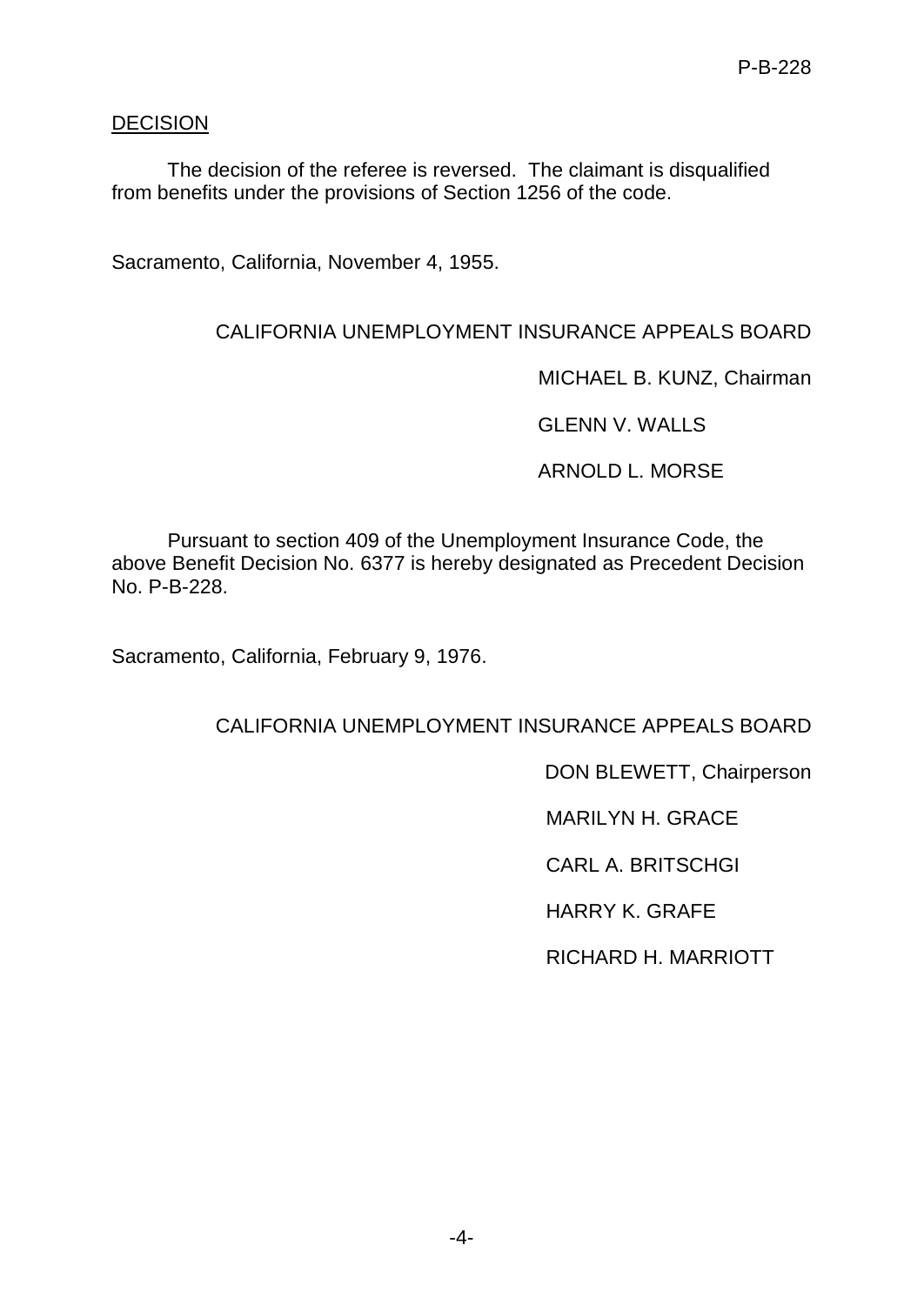DECISION

The decision of the referee is reversed. The claimant is disqualified from benefits under the provisions of Section 1256 of the code.

Sacramento, California, November 4, 1955.

CALIFORNIA UNEMPLOYMENT INSURANCE APPEALS BOARD

MICHAEL B. KUNZ, Chairman

GLENN V. WALLS

ARNOLD L. MORSE

Pursuant to section 409 of the Unemployment Insurance Code, the above Benefit Decision No. 6377 is hereby designated as Precedent Decision No. P-B-228.

Sacramento, California, February 9, 1976.

CALIFORNIA UNEMPLOYMENT INSURANCE APPEALS BOARD

DON BLEWETT, Chairperson

MARILYN H. GRACE

CARL A. BRITSCHGI

HARRY K. GRAFE

RICHARD H. MARRIOTT